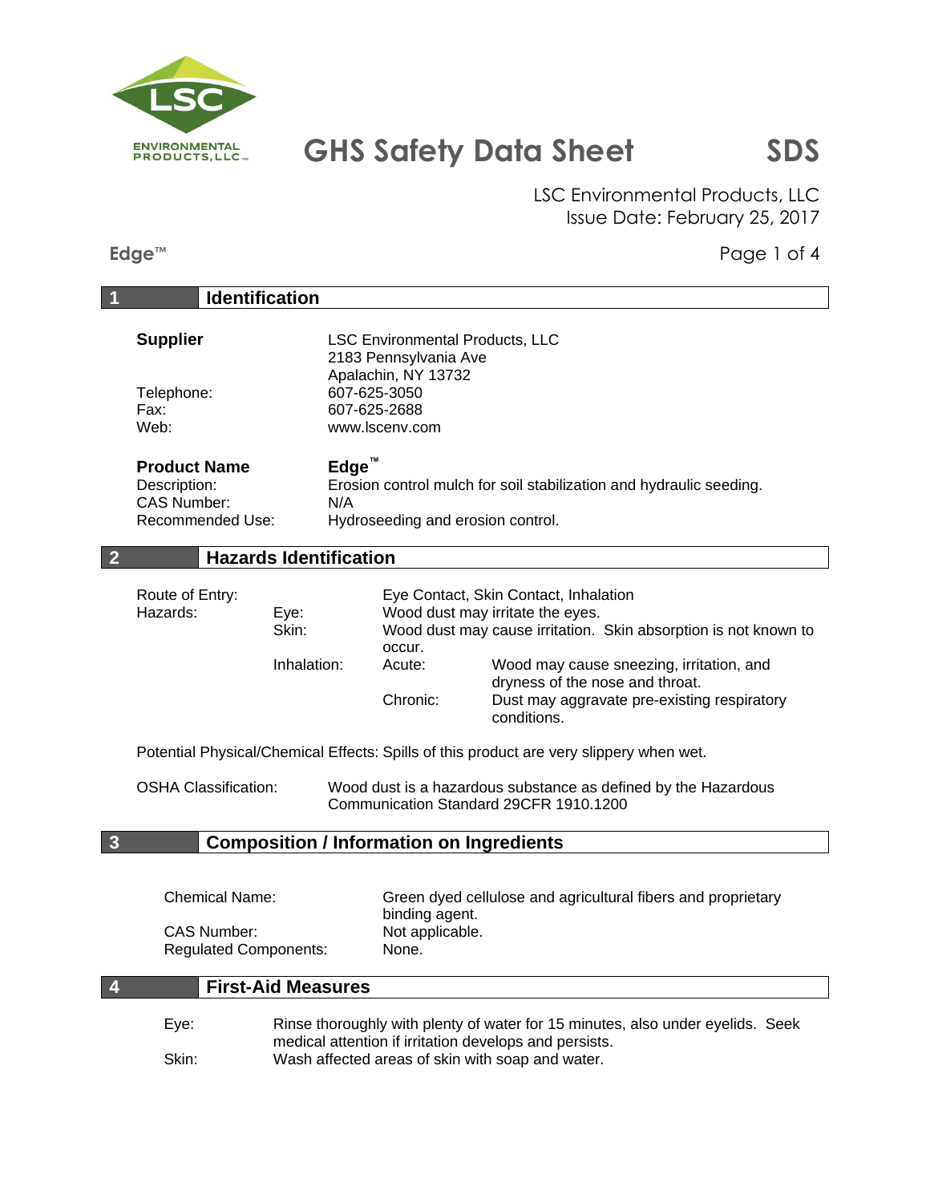# GHS Safety Data Sheet

**SDS**

LSC Environmental Products, LLC
Issue Date: February 25, 2017

**Edge™**

## 1 Identification

**Supplier** — LSC Environmental Products, LLC
2183 Pennsylvania Ave
Apalachin, NY 13732

Telephone: 607-625-3050
Fax: 607-625-2688
Web: www.lscenv.com

**Product Name** — **Edge™**
Description: Erosion control mulch for soil stabilization and hydraulic seeding.
CAS Number: N/A
Recommended Use: Hydroseeding and erosion control.

## 2 Hazards Identification

Route of Entry: Eye Contact, Skin Contact, Inhalation

Hazards:

- Eye: Wood dust may irritate the eyes.
- Skin: Wood dust may cause irritation. Skin absorption is not known to occur.
- Inhalation:
  - Acute: Wood may cause sneezing, irritation, and dryness of the nose and throat.
  - Chronic: Dust may aggravate pre-existing respiratory conditions.

Potential Physical/Chemical Effects: Spills of this product are very slippery when wet.

OSHA Classification: Wood dust is a hazardous substance as defined by the Hazardous Communication Standard 29CFR 1910.1200

## 3 Composition / Information on Ingredients

Chemical Name: Green dyed cellulose and agricultural fibers and proprietary binding agent.
CAS Number: Not applicable.
Regulated Components: None.

## 4 First-Aid Measures

Eye: Rinse thoroughly with plenty of water for 15 minutes, also under eyelids. Seek medical attention if irritation develops and persists.
Skin: Wash affected areas of skin with soap and water.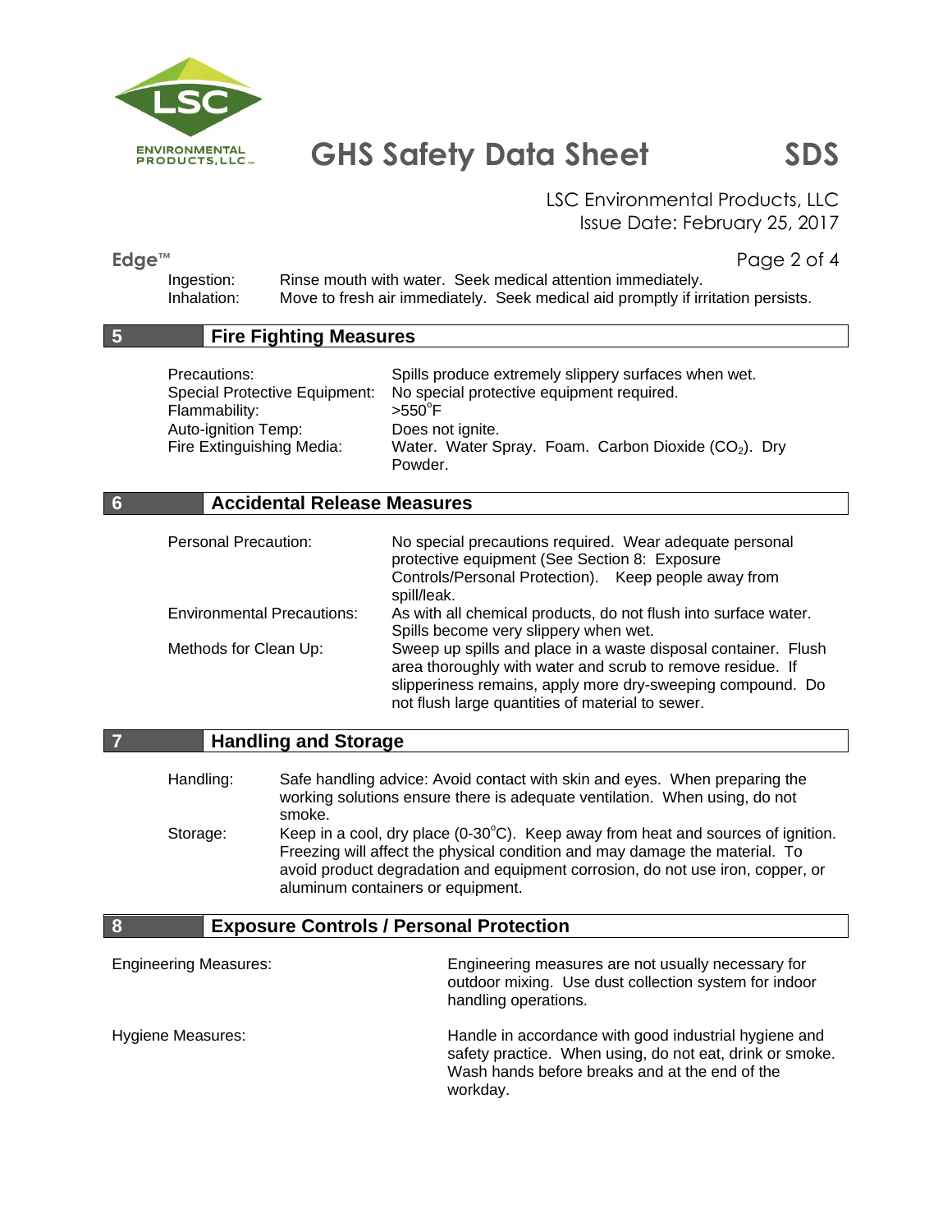| | |
|---|---|
| Ingestion: | Rinse mouth with water. Seek medical attention immediately. |
| Inhalation: | Move to fresh air immediately. Seek medical aid promptly if irritation persists. |

## 5 Fire Fighting Measures

| | |
|---|---|
| Precautions: | Spills produce extremely slippery surfaces when wet. |
| Special Protective Equipment: | No special protective equipment required. |
| Flammability: | >550°F |
| Auto-ignition Temp: | Does not ignite. |
| Fire Extinguishing Media: | Water. Water Spray. Foam. Carbon Dioxide ($CO_2$). Dry Powder. |

## 6 Accidental Release Measures

| | |
|---|---|
| Personal Precaution: | No special precautions required. Wear adequate personal protective equipment (See Section 8: Exposure Controls/Personal Protection). Keep people away from spill/leak. |
| Environmental Precautions: | As with all chemical products, do not flush into surface water. Spills become very slippery when wet. |
| Methods for Clean Up: | Sweep up spills and place in a waste disposal container. Flush area thoroughly with water and scrub to remove residue. If slipperiness remains, apply more dry-sweeping compound. Do not flush large quantities of material to sewer. |

## 7 Handling and Storage

| | |
|---|---|
| Handling: | Safe handling advice: Avoid contact with skin and eyes. When preparing the working solutions ensure there is adequate ventilation. When using, do not smoke. |
| Storage: | Keep in a cool, dry place (0-30°C). Keep away from heat and sources of ignition. Freezing will affect the physical condition and may damage the material. To avoid product degradation and equipment corrosion, do not use iron, copper, or aluminum containers or equipment. |

## 8 Exposure Controls / Personal Protection

| | |
|---|---|
| Engineering Measures: | Engineering measures are not usually necessary for outdoor mixing. Use dust collection system for indoor handling operations. |
| Hygiene Measures: | Handle in accordance with good industrial hygiene and safety practice. When using, do not eat, drink or smoke. Wash hands before breaks and at the end of the workday. |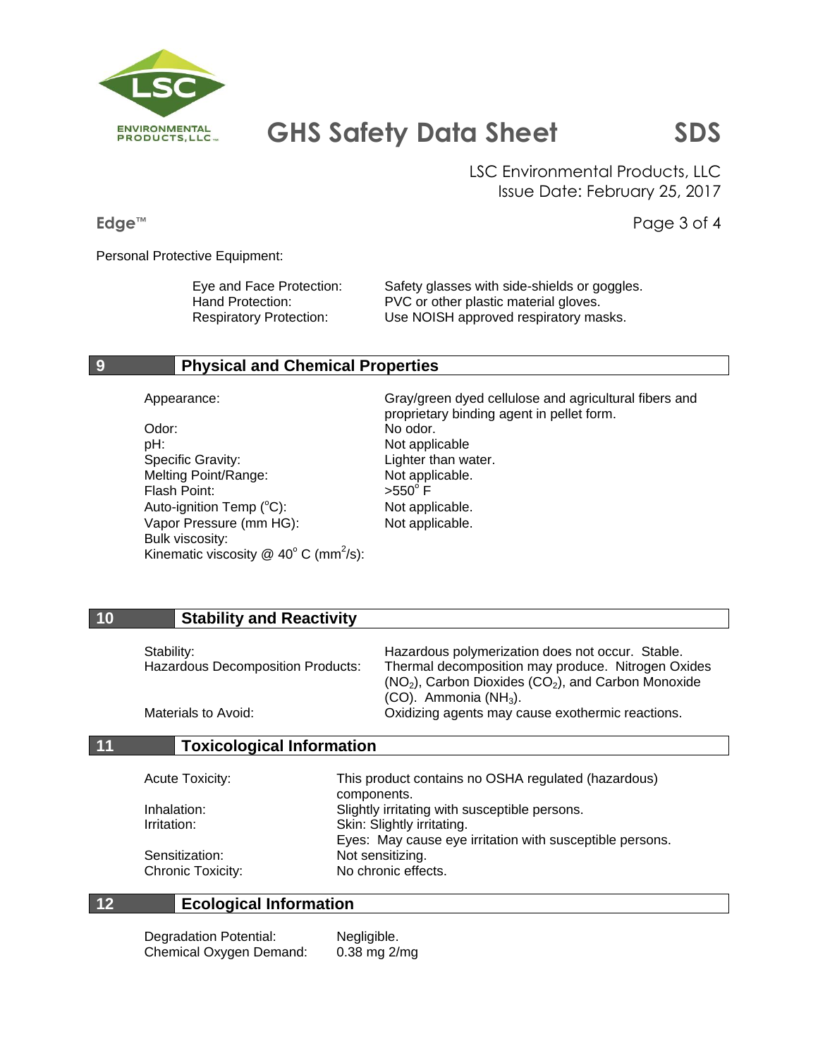Personal Protective Equipment:

| | |
|---|---|
| Eye and Face Protection: | Safety glasses with side-shields or goggles. |
| Hand Protection: | PVC or other plastic material gloves. |
| Respiratory Protection: | Use NOISH approved respiratory masks. |

## 9 Physical and Chemical Properties

| | |
|---|---|
| Appearance: | Gray/green dyed cellulose and agricultural fibers and proprietary binding agent in pellet form. |
| Odor: | No odor. |
| pH: | Not applicable |
| Specific Gravity: | Lighter than water. |
| Melting Point/Range: | Not applicable. |
| Flash Point: | >550° F |
| Auto-ignition Temp (°C): | Not applicable. |
| Vapor Pressure (mm HG): | Not applicable. |
| Bulk viscosity: | |
| Kinematic viscosity @ 40° C ($mm^2/s$): | |

## 10 Stability and Reactivity

| | |
|---|---|
| Stability: | Hazardous polymerization does not occur. Stable. |
| Hazardous Decomposition Products: | Thermal decomposition may produce. Nitrogen Oxides ($NO_2$), Carbon Dioxides ($CO_2$), and Carbon Monoxide (CO). Ammonia ($NH_3$). |
| Materials to Avoid: | Oxidizing agents may cause exothermic reactions. |

## 11 Toxicological Information

| | |
|---|---|
| Acute Toxicity: | This product contains no OSHA regulated (hazardous) components. |
| Inhalation: | Slightly irritating with susceptible persons. |
| Irritation: | Skin: Slightly irritating.<br>Eyes: May cause eye irritation with susceptible persons. |
| Sensitization: | Not sensitizing. |
| Chronic Toxicity: | No chronic effects. |

## 12 Ecological Information

| | |
|---|---|
| Degradation Potential: | Negligible. |
| Chemical Oxygen Demand: | 0.38 mg 2/mg |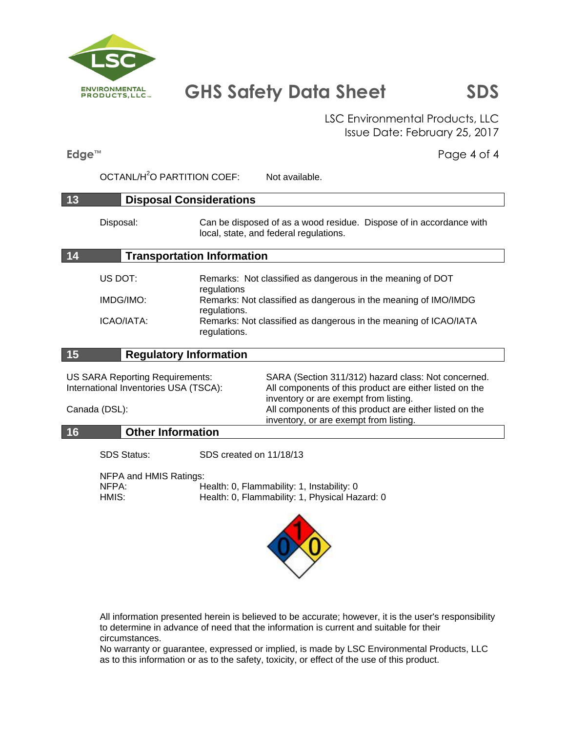OCTANL/$H^2O$ PARTITION COEF: Not available.

## 13 Disposal Considerations

| | |
|---|---|
| Disposal: | Can be disposed of as a wood residue. Dispose of in accordance with local, state, and federal regulations. |

## 14 Transportation Information

| | |
|---|---|
| US DOT: | Remarks: Not classified as dangerous in the meaning of DOT regulations |
| IMDG/IMO: | Remarks: Not classified as dangerous in the meaning of IMO/IMDG regulations. |
| ICAO/IATA: | Remarks: Not classified as dangerous in the meaning of ICAO/IATA regulations. |

## 15 Regulatory Information

| | |
|---|---|
| US SARA Reporting Requirements: | SARA (Section 311/312) hazard class: Not concerned. |
| International Inventories USA (TSCA): | All components of this product are either listed on the inventory or are exempt from listing. |
| Canada (DSL): | All components of this product are either listed on the inventory, or are exempt from listing. |

## 16 Other Information

SDS Status: SDS created on 11/18/13

NFPA and HMIS Ratings:

| | |
|---|---|
| NFPA: | Health: 0, Flammability: 1, Instability: 0 |
| HMIS: | Health: 0, Flammability: 1, Physical Hazard: 0 |

1

0 0

All information presented herein is believed to be accurate; however, it is the user's responsibility to determine in advance of need that the information is current and suitable for their circumstances.

No warranty or guarantee, expressed or implied, is made by LSC Environmental Products, LLC as to this information or as to the safety, toxicity, or effect of the use of this product.